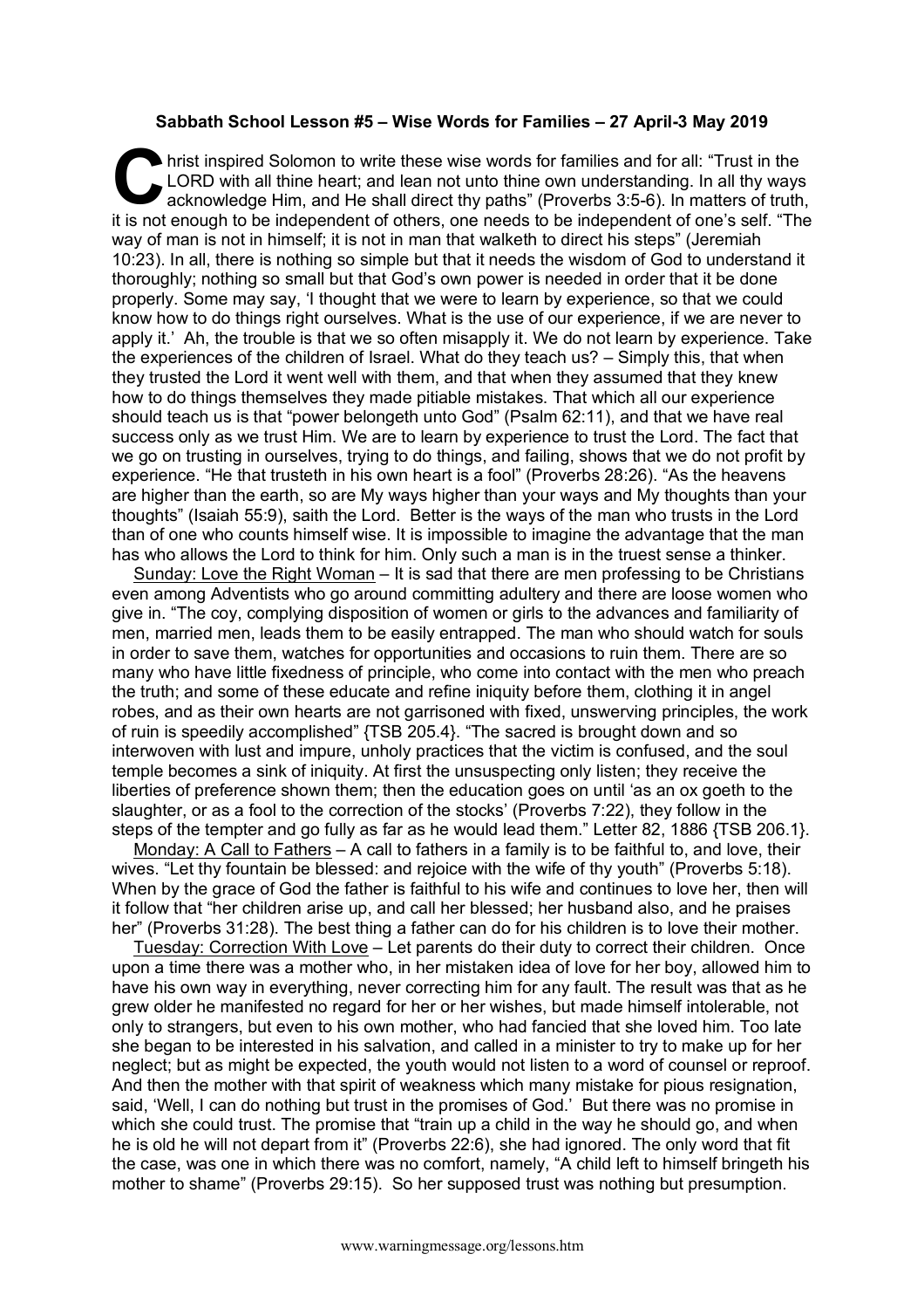**Sabbath School Lesson #5 – Wise Words for Families – 27 April-3 May 2019**

Christ inspired Solomon to write these wise words for families and for all: "Trust in the LORD with all thine heart; and lean not unto thine own understanding. In all thy ways acknowledge Him, and He shall direct thy paths" (Proverbs 3:5-6). In matters of truth, it is not enough to be independent of others, one needs to be independent of one's self. "The way of man is not in himself; it is not in man that walketh to direct his steps" (Jeremiah 10:23). In all, there is nothing so simple but that it needs the wisdom of God to understand it thoroughly; nothing so small but that God's own power is needed in order that it be done properly. Some may say, 'I thought that we were to learn by experience, so that we could know how to do things right ourselves. What is the use of our experience, if we are never to apply it.' Ah, the trouble is that we so often misapply it. We do not learn by experience. Take the experiences of the children of Israel. What do they teach us? – Simply this, that when they trusted the Lord it went well with them, and that when they assumed that they knew how to do things themselves they made pitiable mistakes. That which all our experience should teach us is that "power belongeth unto God" (Psalm 62:11), and that we have real success only as we trust Him. We are to learn by experience to trust the Lord. The fact that we go on trusting in ourselves, trying to do things, and failing, shows that we do not profit by experience. "He that trusteth in his own heart is a fool" (Proverbs 28:26). "As the heavens are higher than the earth, so are My ways higher than your ways and My thoughts than your thoughts" (Isaiah 55:9), saith the Lord. Better is the ways of the man who trusts in the Lord than of one who counts himself wise. It is impossible to imagine the advantage that the man has who allows the Lord to think for him. Only such a man is in the truest sense a thinker.

Sunday: Love the Right Woman – It is sad that there are men professing to be Christians even among Adventists who go around committing adultery and there are loose women who give in. "The coy, complying disposition of women or girls to the advances and familiarity of men, married men, leads them to be easily entrapped. The man who should watch for souls in order to save them, watches for opportunities and occasions to ruin them. There are so many who have little fixedness of principle, who come into contact with the men who preach the truth; and some of these educate and refine iniquity before them, clothing it in angel robes, and as their own hearts are not garrisoned with fixed, unswerving principles, the work of ruin is speedily accomplished" {TSB 205.4}. "The sacred is brought down and so interwoven with lust and impure, unholy practices that the victim is confused, and the soul temple becomes a sink of iniquity. At first the unsuspecting only listen; they receive the liberties of preference shown them; then the education goes on until 'as an ox goeth to the slaughter, or as a fool to the correction of the stocks' (Proverbs 7:22), they follow in the steps of the tempter and go fully as far as he would lead them." Letter 82, 1886 {TSB 206.1}.

Monday: A Call to Fathers – A call to fathers in a family is to be faithful to, and love, their wives. "Let thy fountain be blessed: and rejoice with the wife of thy youth" (Proverbs 5:18). When by the grace of God the father is faithful to his wife and continues to love her, then will it follow that "her children arise up, and call her blessed; her husband also, and he praises her" (Proverbs 31:28). The best thing a father can do for his children is to love their mother.

Tuesday: Correction With Love – Let parents do their duty to correct their children. Once upon a time there was a mother who, in her mistaken idea of love for her boy, allowed him to have his own way in everything, never correcting him for any fault. The result was that as he grew older he manifested no regard for her or her wishes, but made himself intolerable, not only to strangers, but even to his own mother, who had fancied that she loved him. Too late she began to be interested in his salvation, and called in a minister to try to make up for her neglect; but as might be expected, the youth would not listen to a word of counsel or reproof. And then the mother with that spirit of weakness which many mistake for pious resignation, said, 'Well, I can do nothing but trust in the promises of God.' But there was no promise in which she could trust. The promise that "train up a child in the way he should go, and when he is old he will not depart from it" (Proverbs 22:6), she had ignored. The only word that fit the case, was one in which there was no comfort, namely, "A child left to himself bringeth his mother to shame" (Proverbs 29:15). So her supposed trust was nothing but presumption.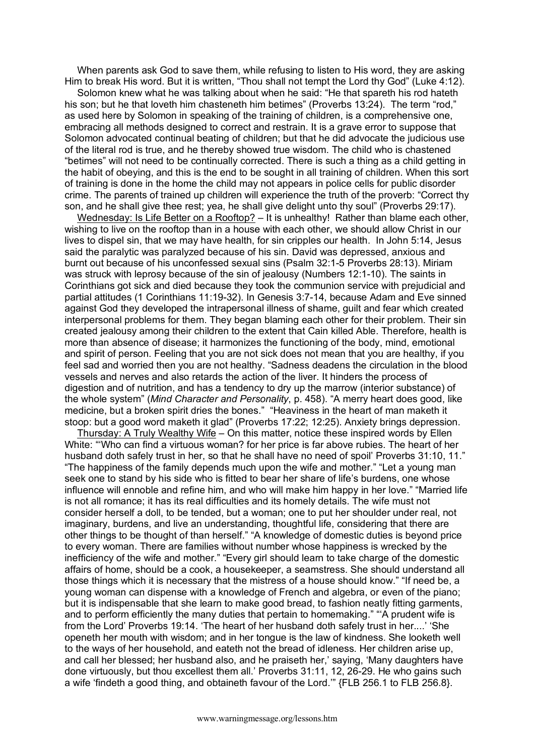When parents ask God to save them, while refusing to listen to His word, they are asking Him to break His word. But it is written, "Thou shall not tempt the Lord thy God" (Luke 4:12).

Solomon knew what he was talking about when he said: "He that spareth his rod hateth his son; but he that loveth him chasteneth him betimes" (Proverbs 13:24). The term "rod," as used here by Solomon in speaking of the training of children, is a comprehensive one, embracing all methods designed to correct and restrain. It is a grave error to suppose that Solomon advocated continual beating of children; but that he did advocate the judicious use of the literal rod is true, and he thereby showed true wisdom. The child who is chastened "betimes" will not need to be continually corrected. There is such a thing as a child getting in the habit of obeying, and this is the end to be sought in all training of children. When this sort of training is done in the home the child may not appears in police cells for public disorder crime. The parents of trained up children will experience the truth of the proverb: "Correct thy son, and he shall give thee rest; yea, he shall give delight unto thy soul" (Proverbs 29:17).

Wednesday: Is Life Better on a Rooftop? – It is unhealthy! Rather than blame each other, wishing to live on the rooftop than in a house with each other, we should allow Christ in our lives to dispel sin, that we may have health, for sin cripples our health. In John 5:14, Jesus said the paralytic was paralyzed because of his sin. David was depressed, anxious and burnt out because of his unconfessed sexual sins (Psalm 32:1-5 Proverbs 28:13). Miriam was struck with leprosy because of the sin of jealousy (Numbers 12:1-10). The saints in Corinthians got sick and died because they took the communion service with prejudicial and partial attitudes (1 Corinthians 11:19-32). In Genesis 3:7-14, because Adam and Eve sinned against God they developed the intrapersonal illness of shame, guilt and fear which created interpersonal problems for them. They began blaming each other for their problem. Their sin created jealousy among their children to the extent that Cain killed Able. Therefore, health is more than absence of disease; it harmonizes the functioning of the body, mind, emotional and spirit of person. Feeling that you are not sick does not mean that you are healthy, if you feel sad and worried then you are not healthy. "Sadness deadens the circulation in the blood vessels and nerves and also retards the action of the liver. It hinders the process of digestion and of nutrition, and has a tendency to dry up the marrow (interior substance) of the whole system" (*Mind Character and Personality*, p. 458). "A merry heart does good, like medicine, but a broken spirit dries the bones." "Heaviness in the heart of man maketh it stoop: but a good word maketh it glad" (Proverbs 17:22; 12:25). Anxiety brings depression.

Thursday: A Truly Wealthy Wife – On this matter, notice these inspired words by Ellen White: "'Who can find a virtuous woman? for her price is far above rubies. The heart of her husband doth safely trust in her, so that he shall have no need of spoil' Proverbs 31:10, 11." "The happiness of the family depends much upon the wife and mother." "Let a young man seek one to stand by his side who is fitted to bear her share of life's burdens, one whose influence will ennoble and refine him, and who will make him happy in her love." "Married life is not all romance; it has its real difficulties and its homely details. The wife must not consider herself a doll, to be tended, but a woman; one to put her shoulder under real, not imaginary, burdens, and live an understanding, thoughtful life, considering that there are other things to be thought of than herself." "A knowledge of domestic duties is beyond price to every woman. There are families without number whose happiness is wrecked by the inefficiency of the wife and mother." "Every girl should learn to take charge of the domestic affairs of home, should be a cook, a housekeeper, a seamstress. She should understand all those things which it is necessary that the mistress of a house should know." "If need be, a young woman can dispense with a knowledge of French and algebra, or even of the piano; but it is indispensable that she learn to make good bread, to fashion neatly fitting garments, and to perform efficiently the many duties that pertain to homemaking." "'A prudent wife is from the Lord' Proverbs 19:14. 'The heart of her husband doth safely trust in her....' 'She openeth her mouth with wisdom; and in her tongue is the law of kindness. She looketh well to the ways of her household, and eateth not the bread of idleness. Her children arise up, and call her blessed; her husband also, and he praiseth her,' saying, 'Many daughters have done virtuously, but thou excellest them all.' Proverbs 31:11, 12, 26-29. He who gains such a wife 'findeth a good thing, and obtaineth favour of the Lord.'" {FLB 256.1 to FLB 256.8}.

www.warningmessage.org/lessons.htm